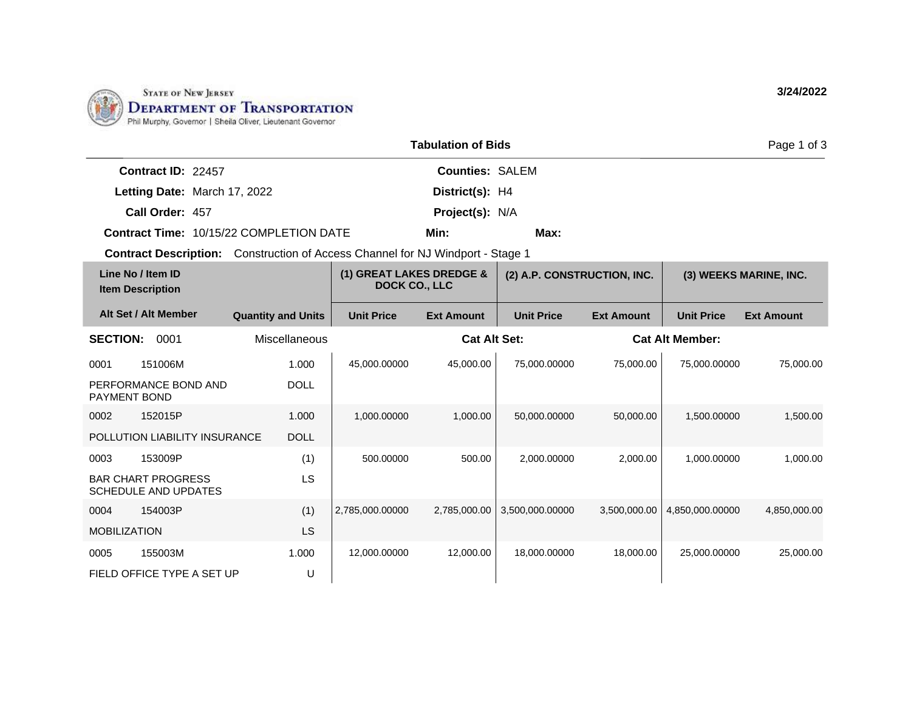STATE OF NEW JERSEY
DEPARTMENT OF TRANSPORTATION
Phil Murphy, Governor | Sheila Oliver, Lieutenant Governor

3/24/2022

## Tabulation of Bids

**Contract ID:** 22457
**Letting Date:** March 17, 2022
**Call Order:** 457
**Contract Time:** 10/15/22 COMPLETION DATE

**Counties:** SALEM
**District(s):** H4
**Project(s):** N/A
**Min:** **Max:**

**Contract Description:** Construction of Access Channel for NJ Windport - Stage 1

| Line No / Item ID | Item Description | Quantity and Units | (1) GREAT LAKES DREDGE & DOCK CO., LLC | | (2) A.P. CONSTRUCTION, INC. | | (3) WEEKS MARINE, INC. | |
|---|---|---|---|---|---|---|---|---|
| Alt Set / Alt Member | | | Unit Price | Ext Amount | Unit Price | Ext Amount | Unit Price | Ext Amount |
| **SECTION: 0001** | | Miscellaneous | | **Cat Alt Set:** | | **Cat Alt Member:** | | |
| 0001 151006M | PERFORMANCE BOND AND PAYMENT BOND | 1.000 DOLL | 45,000.00000 | 45,000.00 | 75,000.00000 | 75,000.00 | 75,000.00000 | 75,000.00 |
| 0002 152015P | POLLUTION LIABILITY INSURANCE | 1.000 DOLL | 1,000.00000 | 1,000.00 | 50,000.00000 | 50,000.00 | 1,500.00000 | 1,500.00 |
| 0003 153009P | BAR CHART PROGRESS SCHEDULE AND UPDATES | (1) LS | 500.00000 | 500.00 | 2,000.00000 | 2,000.00 | 1,000.00000 | 1,000.00 |
| 0004 154003P | MOBILIZATION | (1) LS | 2,785,000.00000 | 2,785,000.00 | 3,500,000.00000 | 3,500,000.00 | 4,850,000.00000 | 4,850,000.00 |
| 0005 155003M | FIELD OFFICE TYPE A SET UP | 1.000 U | 12,000.00000 | 12,000.00 | 18,000.00000 | 18,000.00 | 25,000.00000 | 25,000.00 |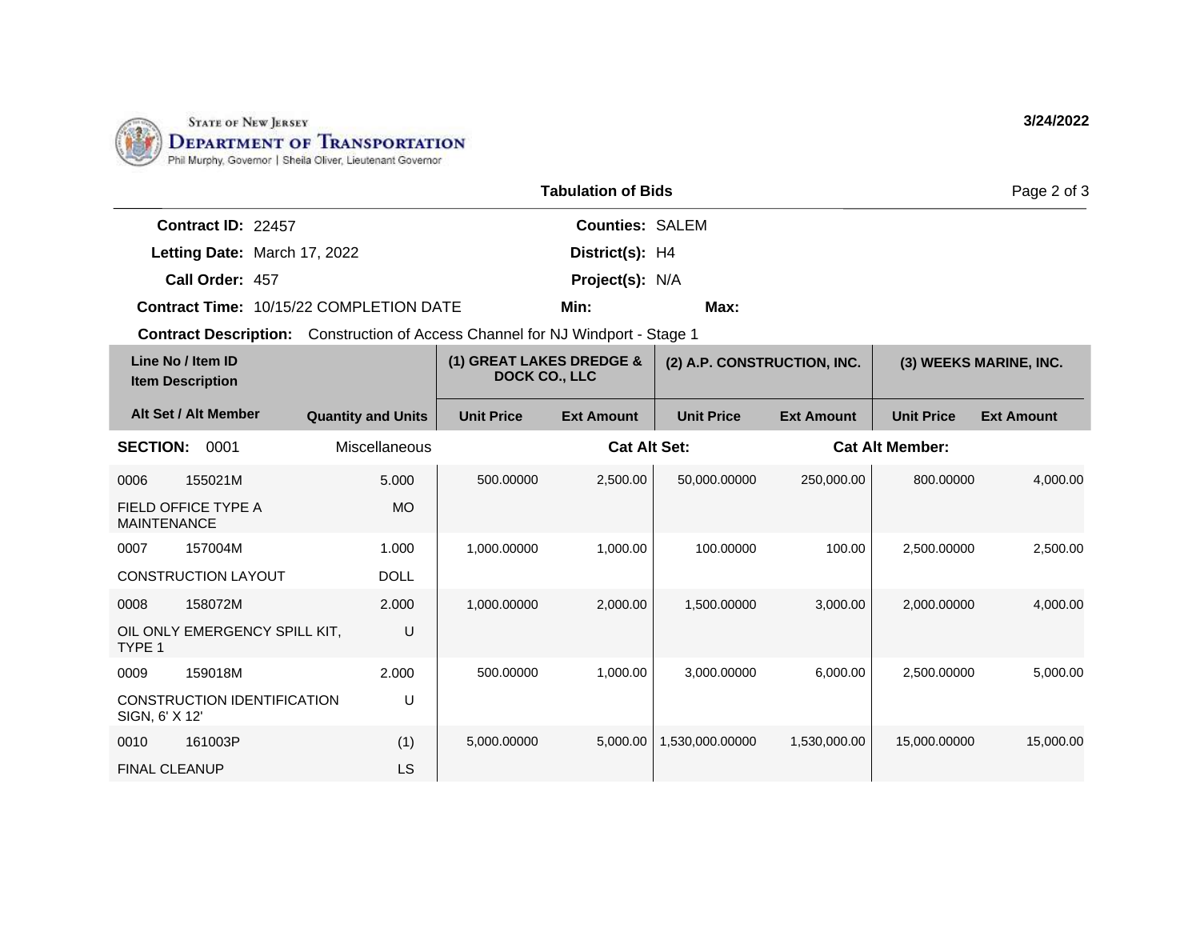State of New Jersey
**Department of Transportation**
Phil Murphy, Governor | Sheila Oliver, Lieutenant Governor

3/24/2022

## Tabulation of Bids

**Contract ID:** 22457
**Letting Date:** March 17, 2022
**Call Order:** 457
**Contract Time:** 10/15/22 COMPLETION DATE

**Counties:** SALEM
**District(s):** H4
**Project(s):** N/A
**Min:** **Max:**

**Contract Description:** Construction of Access Channel for NJ Windport - Stage 1

| Line No / Item ID / Item Description | Alt Set / Alt Member | Quantity and Units | (1) GREAT LAKES DREDGE & DOCK CO., LLC Unit Price | (1) Ext Amount | (2) A.P. CONSTRUCTION, INC. Unit Price | (2) Ext Amount | (3) WEEKS MARINE, INC. Unit Price | (3) Ext Amount |
|---|---|---|---|---|---|---|---|---|
| **SECTION: 0001** | | Miscellaneous | | **Cat Alt Set:** | | | **Cat Alt Member:** | |
| 0006 155021M FIELD OFFICE TYPE A MAINTENANCE | | 5.000 MO | 500.00000 | 2,500.00 | 50,000.00000 | 250,000.00 | 800.00000 | 4,000.00 |
| 0007 157004M CONSTRUCTION LAYOUT | | 1.000 DOLL | 1,000.00000 | 1,000.00 | 100.00000 | 100.00 | 2,500.00000 | 2,500.00 |
| 0008 158072M OIL ONLY EMERGENCY SPILL KIT, TYPE 1 | | 2.000 U | 1,000.00000 | 2,000.00 | 1,500.00000 | 3,000.00 | 2,000.00000 | 4,000.00 |
| 0009 159018M CONSTRUCTION IDENTIFICATION SIGN, 6' X 12' | | 2.000 U | 500.00000 | 1,000.00 | 3,000.00000 | 6,000.00 | 2,500.00000 | 5,000.00 |
| 0010 161003P FINAL CLEANUP | | (1) LS | 5,000.00000 | 5,000.00 | 1,530,000.00000 | 1,530,000.00 | 15,000.00000 | 15,000.00 |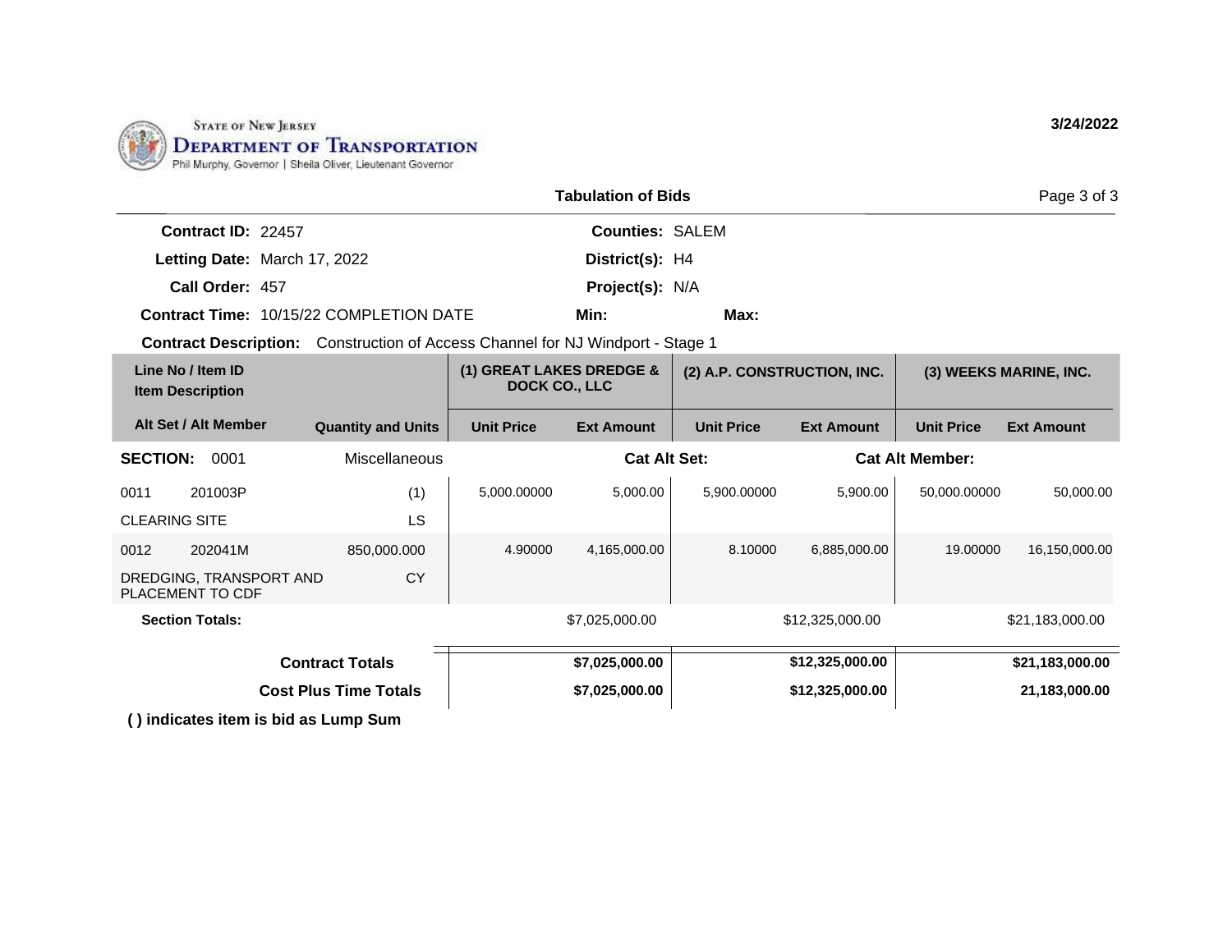STATE OF NEW JERSEY
DEPARTMENT OF TRANSPORTATION
Phil Murphy, Governor | Sheila Oliver, Lieutenant Governor

3/24/2022

## Tabulation of Bids

**Contract ID:** 22457
**Letting Date:** March 17, 2022
**Call Order:** 457
**Contract Time:** 10/15/22 COMPLETION DATE

**Counties:** SALEM
**District(s):** H4
**Project(s):** N/A
**Min:** **Max:**

**Contract Description:** Construction of Access Channel for NJ Windport - Stage 1

| Line No / Item ID / Item Description | Alt Set / Alt Member | Quantity and Units | (1) GREAT LAKES DREDGE & DOCK CO., LLC Unit Price | (1) GREAT LAKES DREDGE & DOCK CO., LLC Ext Amount | (2) A.P. CONSTRUCTION, INC. Unit Price | (2) A.P. CONSTRUCTION, INC. Ext Amount | (3) WEEKS MARINE, INC. Unit Price | (3) WEEKS MARINE, INC. Ext Amount |
|---|---|---|---|---|---|---|---|---|
| **SECTION: 0001** | | Miscellaneous | | **Cat Alt Set:** | | | **Cat Alt Member:** | |
| 0011 201003P CLEARING SITE | | (1) LS | 5,000.00000 | 5,000.00 | 5,900.00000 | 5,900.00 | 50,000.00000 | 50,000.00 |
| 0012 202041M DREDGING, TRANSPORT AND PLACEMENT TO CDF | | 850,000.000 CY | 4.90000 | 4,165,000.00 | 8.10000 | 6,885,000.00 | 19.00000 | 16,150,000.00 |
| **Section Totals:** | | | | $7,025,000.00 | | $12,325,000.00 | | $21,183,000.00 |
| **Contract Totals** | | | | **$7,025,000.00** | | **$12,325,000.00** | | **$21,183,000.00** |
| **Cost Plus Time Totals** | | | | **$7,025,000.00** | | **$12,325,000.00** | | **21,183,000.00** |

**( ) indicates item is bid as Lump Sum**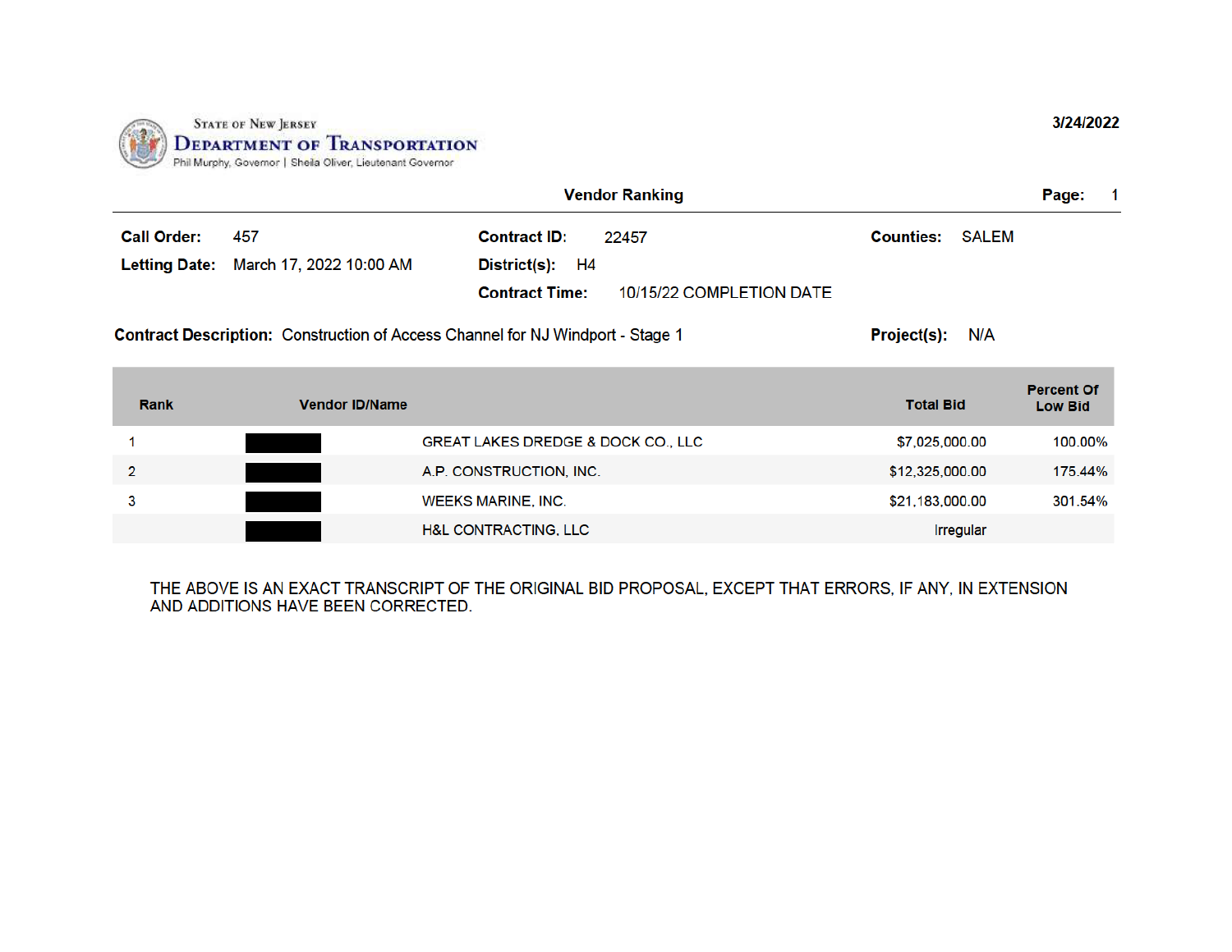State of New Jersey
Department of Transportation
Phil Murphy, Governor | Sheila Oliver, Lieutenant Governor

3/24/2022

## Vendor Ranking

**Call Order:** 457
**Letting Date:** March 17, 2022 10:00 AM

**Contract ID:** 22457
**District(s):** H4
**Contract Time:** 10/15/22 COMPLETION DATE

**Counties:** SALEM

**Contract Description:** Construction of Access Channel for NJ Windport - Stage 1

**Project(s):** N/A

| Rank | Vendor ID/Name | | Total Bid | Percent Of Low Bid |
|---|---|---|---|---|
| 1 | | GREAT LAKES DREDGE & DOCK CO., LLC | $7,025,000.00 | 100.00% |
| 2 | | A.P. CONSTRUCTION, INC. | $12,325,000.00 | 175.44% |
| 3 | | WEEKS MARINE, INC. | $21,183,000.00 | 301.54% |
| | | H&L CONTRACTING, LLC | Irregular | |

THE ABOVE IS AN EXACT TRANSCRIPT OF THE ORIGINAL BID PROPOSAL, EXCEPT THAT ERRORS, IF ANY, IN EXTENSION AND ADDITIONS HAVE BEEN CORRECTED.